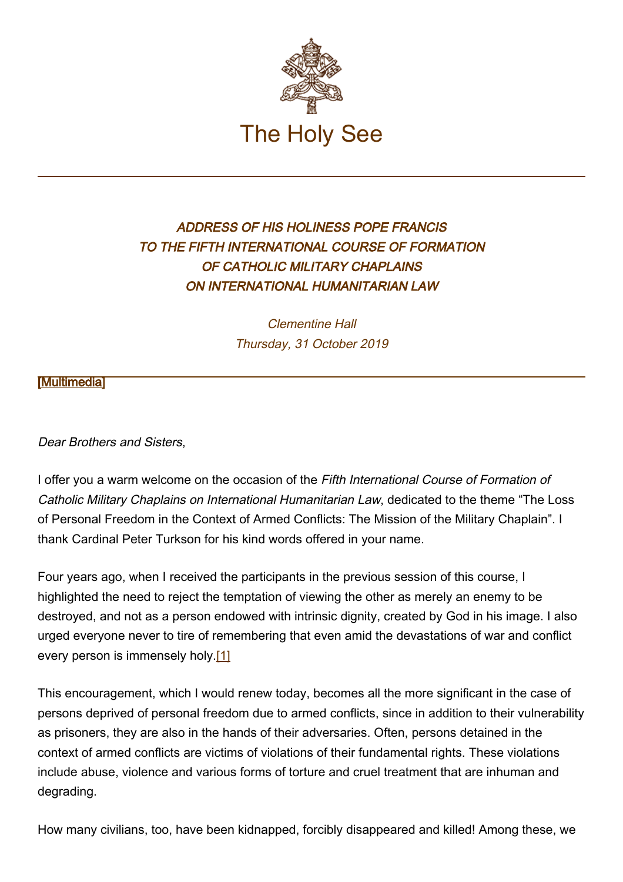# The Holy See

## *ADDRESS OF HIS HOLINESS POPE FRANCIS TO THE FIFTH INTERNATIONAL COURSE OF FORMATION OF CATHOLIC MILITARY CHAPLAINS ON INTERNATIONAL HUMANITARIAN LAW*

*Clementine Hall*
*Thursday, 31 October 2019*

[Multimedia]

*Dear Brothers and Sisters*,

I offer you a warm welcome on the occasion of the *Fifth International Course of Formation of Catholic Military Chaplains on International Humanitarian Law*, dedicated to the theme "The Loss of Personal Freedom in the Context of Armed Conflicts: The Mission of the Military Chaplain". I thank Cardinal Peter Turkson for his kind words offered in your name.

Four years ago, when I received the participants in the previous session of this course, I highlighted the need to reject the temptation of viewing the other as merely an enemy to be destroyed, and not as a person endowed with intrinsic dignity, created by God in his image. I also urged everyone never to tire of remembering that even amid the devastations of war and conflict every person is immensely holy.[1]

This encouragement, which I would renew today, becomes all the more significant in the case of persons deprived of personal freedom due to armed conflicts, since in addition to their vulnerability as prisoners, they are also in the hands of their adversaries. Often, persons detained in the context of armed conflicts are victims of violations of their fundamental rights. These violations include abuse, violence and various forms of torture and cruel treatment that are inhuman and degrading.

How many civilians, too, have been kidnapped, forcibly disappeared and killed! Among these, we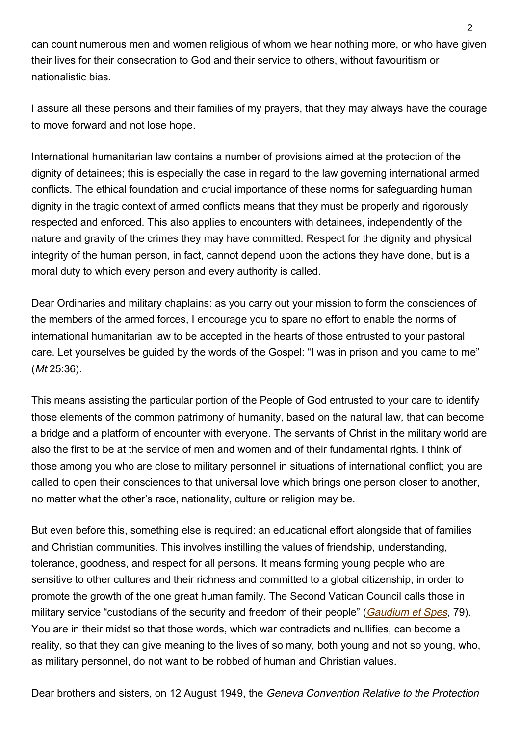can count numerous men and women religious of whom we hear nothing more, or who have given their lives for their consecration to God and their service to others, without favouritism or nationalistic bias.

I assure all these persons and their families of my prayers, that they may always have the courage to move forward and not lose hope.

International humanitarian law contains a number of provisions aimed at the protection of the dignity of detainees; this is especially the case in regard to the law governing international armed conflicts. The ethical foundation and crucial importance of these norms for safeguarding human dignity in the tragic context of armed conflicts means that they must be properly and rigorously respected and enforced. This also applies to encounters with detainees, independently of the nature and gravity of the crimes they may have committed. Respect for the dignity and physical integrity of the human person, in fact, cannot depend upon the actions they have done, but is a moral duty to which every person and every authority is called.

Dear Ordinaries and military chaplains: as you carry out your mission to form the consciences of the members of the armed forces, I encourage you to spare no effort to enable the norms of international humanitarian law to be accepted in the hearts of those entrusted to your pastoral care. Let yourselves be guided by the words of the Gospel: "I was in prison and you came to me" (*Mt* 25:36).

This means assisting the particular portion of the People of God entrusted to your care to identify those elements of the common patrimony of humanity, based on the natural law, that can become a bridge and a platform of encounter with everyone. The servants of Christ in the military world are also the first to be at the service of men and women and of their fundamental rights. I think of those among you who are close to military personnel in situations of international conflict; you are called to open their consciences to that universal love which brings one person closer to another, no matter what the other's race, nationality, culture or religion may be.

But even before this, something else is required: an educational effort alongside that of families and Christian communities. This involves instilling the values of friendship, understanding, tolerance, goodness, and respect for all persons. It means forming young people who are sensitive to other cultures and their richness and committed to a global citizenship, in order to promote the growth of the one great human family. The Second Vatican Council calls those in military service "custodians of the security and freedom of their people" (*Gaudium et Spes*, 79). You are in their midst so that those words, which war contradicts and nullifies, can become a reality, so that they can give meaning to the lives of so many, both young and not so young, who, as military personnel, do not want to be robbed of human and Christian values.

Dear brothers and sisters, on 12 August 1949, the *Geneva Convention Relative to the Protection*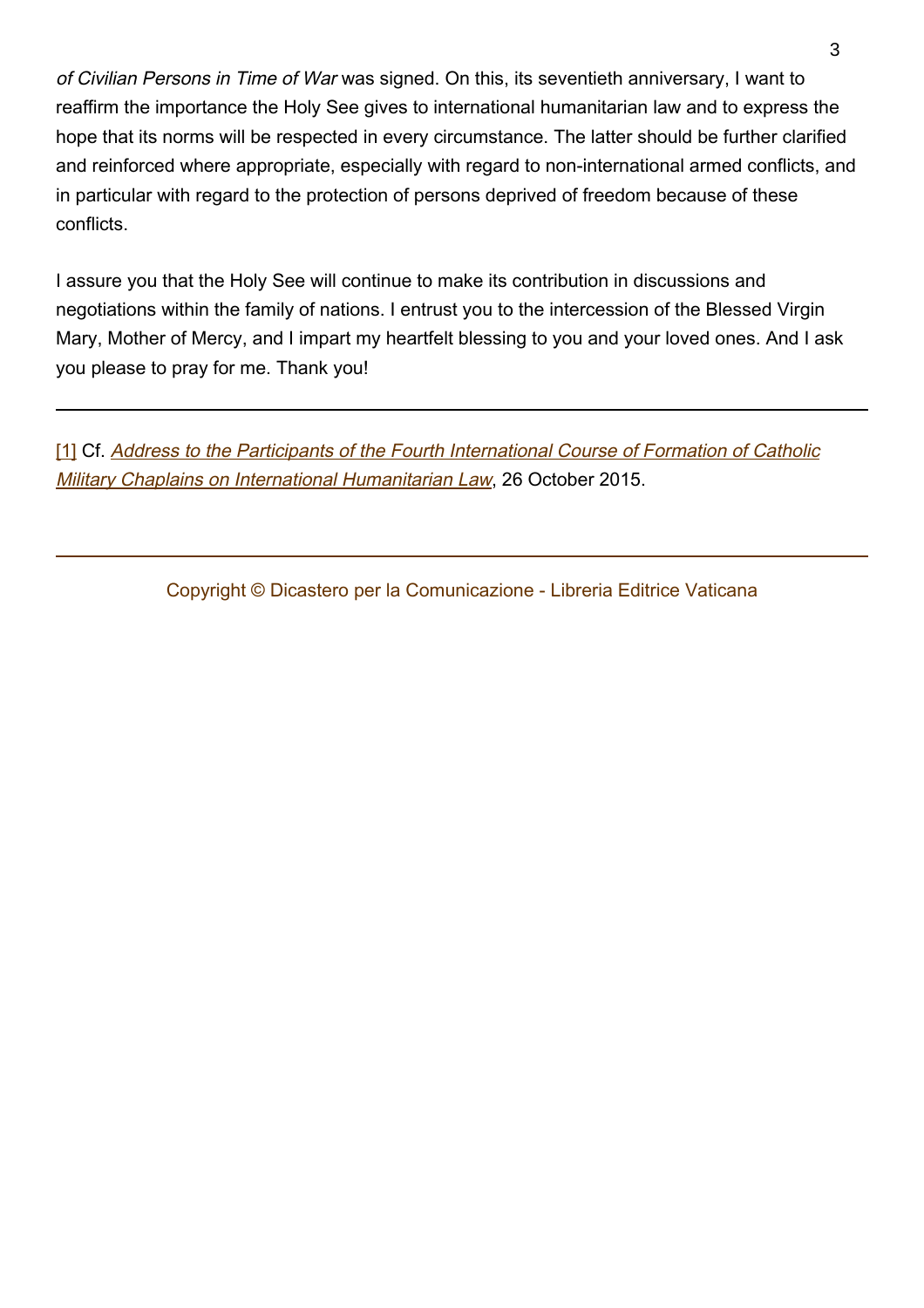*of Civilian Persons in Time of War* was signed. On this, its seventieth anniversary, I want to reaffirm the importance the Holy See gives to international humanitarian law and to express the hope that its norms will be respected in every circumstance. The latter should be further clarified and reinforced where appropriate, especially with regard to non-international armed conflicts, and in particular with regard to the protection of persons deprived of freedom because of these conflicts.

I assure you that the Holy See will continue to make its contribution in discussions and negotiations within the family of nations. I entrust you to the intercession of the Blessed Virgin Mary, Mother of Mercy, and I impart my heartfelt blessing to you and your loved ones. And I ask you please to pray for me. Thank you!

---

[1] Cf. *Address to the Participants of the Fourth International Course of Formation of Catholic Military Chaplains on International Humanitarian Law*, 26 October 2015.

---

Copyright © Dicastero per la Comunicazione - Libreria Editrice Vaticana